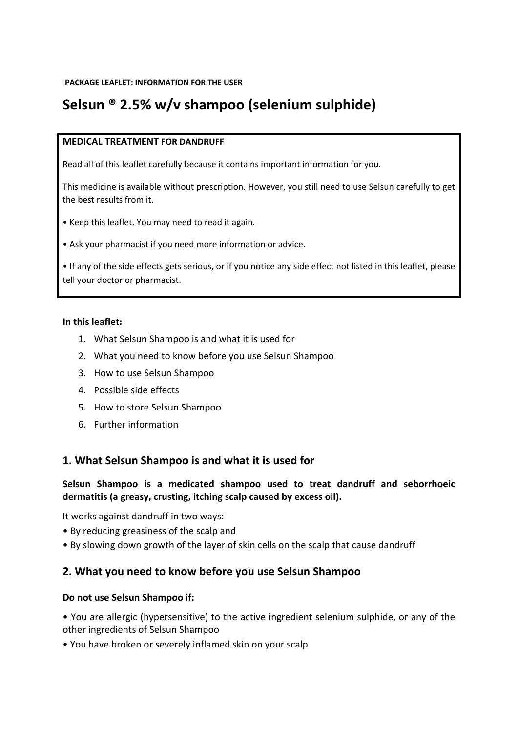**PACKAGE LEAFLET: INFORMATION FOR THE USER**

# Selsun ® 2.5% w/v shampoo (selenium sulphide)

**MEDICAL TREATMENT FOR DANDRUFF**

Read all of this leaflet carefully because it contains important information for you.

This medicine is available without prescription. However, you still need to use Selsun carefully to get the best results from it.

- Keep this leaflet. You may need to read it again.
- Ask your pharmacist if you need more information or advice.
- If any of the side effects gets serious, or if you notice any side effect not listed in this leaflet, please tell your doctor or pharmacist.

**In this leaflet:**

1. What Selsun Shampoo is and what it is used for
2. What you need to know before you use Selsun Shampoo
3. How to use Selsun Shampoo
4. Possible side effects
5. How to store Selsun Shampoo
6. Further information

## 1. What Selsun Shampoo is and what it is used for

**Selsun Shampoo is a medicated shampoo used to treat dandruff and seborrhoeic dermatitis (a greasy, crusting, itching scalp caused by excess oil).**

It works against dandruff in two ways:
- By reducing greasiness of the scalp and
- By slowing down growth of the layer of skin cells on the scalp that cause dandruff

## 2. What you need to know before you use Selsun Shampoo

**Do not use Selsun Shampoo if:**

- You are allergic (hypersensitive) to the active ingredient selenium sulphide, or any of the other ingredients of Selsun Shampoo
- You have broken or severely inflamed skin on your scalp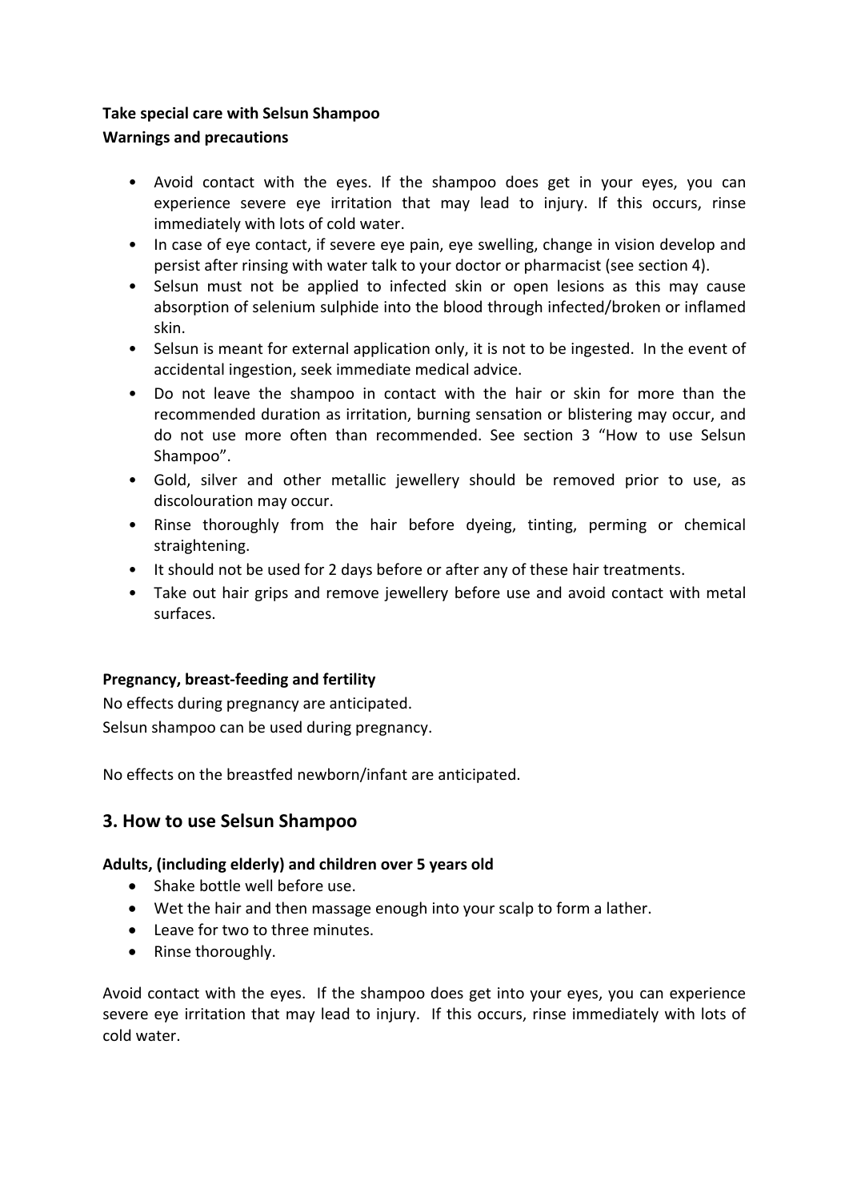**Take special care with Selsun Shampoo**
**Warnings and precautions**

- Avoid contact with the eyes. If the shampoo does get in your eyes, you can experience severe eye irritation that may lead to injury. If this occurs, rinse immediately with lots of cold water.
- In case of eye contact, if severe eye pain, eye swelling, change in vision develop and persist after rinsing with water talk to your doctor or pharmacist (see section 4).
- Selsun must not be applied to infected skin or open lesions as this may cause absorption of selenium sulphide into the blood through infected/broken or inflamed skin.
- Selsun is meant for external application only, it is not to be ingested. In the event of accidental ingestion, seek immediate medical advice.
- Do not leave the shampoo in contact with the hair or skin for more than the recommended duration as irritation, burning sensation or blistering may occur, and do not use more often than recommended. See section 3 "How to use Selsun Shampoo".
- Gold, silver and other metallic jewellery should be removed prior to use, as discolouration may occur.
- Rinse thoroughly from the hair before dyeing, tinting, perming or chemical straightening.
- It should not be used for 2 days before or after any of these hair treatments.
- Take out hair grips and remove jewellery before use and avoid contact with metal surfaces.

**Pregnancy, breast-feeding and fertility**

No effects during pregnancy are anticipated.
Selsun shampoo can be used during pregnancy.

No effects on the breastfed newborn/infant are anticipated.

## 3. How to use Selsun Shampoo

**Adults, (including elderly) and children over 5 years old**

- Shake bottle well before use.
- Wet the hair and then massage enough into your scalp to form a lather.
- Leave for two to three minutes.
- Rinse thoroughly.

Avoid contact with the eyes. If the shampoo does get into your eyes, you can experience severe eye irritation that may lead to injury. If this occurs, rinse immediately with lots of cold water.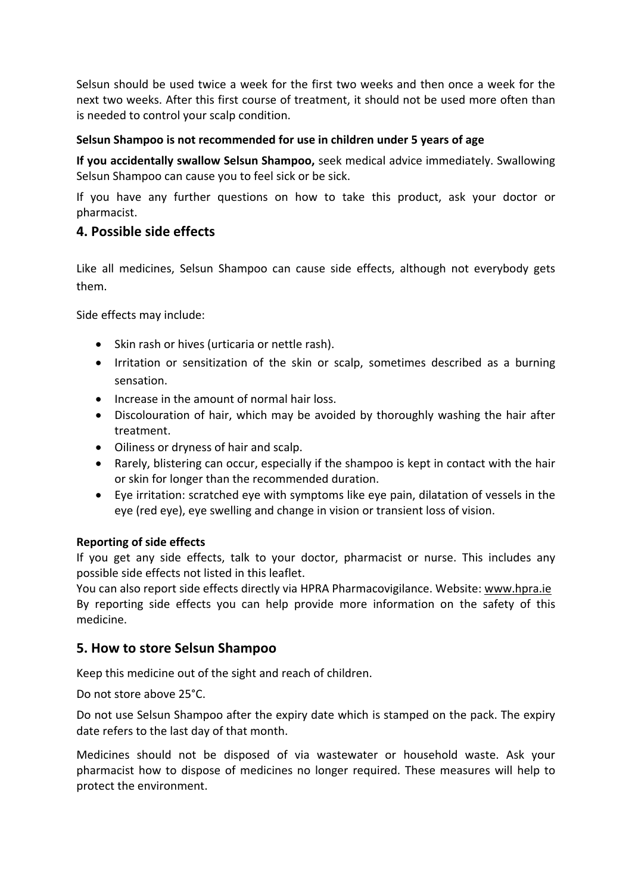Selsun should be used twice a week for the first two weeks and then once a week for the next two weeks. After this first course of treatment, it should not be used more often than is needed to control your scalp condition.

**Selsun Shampoo is not recommended for use in children under 5 years of age**

**If you accidentally swallow Selsun Shampoo,** seek medical advice immediately. Swallowing Selsun Shampoo can cause you to feel sick or be sick.

If you have any further questions on how to take this product, ask your doctor or pharmacist.

## 4. Possible side effects

Like all medicines, Selsun Shampoo can cause side effects, although not everybody gets them.

Side effects may include:

- Skin rash or hives (urticaria or nettle rash).
- Irritation or sensitization of the skin or scalp, sometimes described as a burning sensation.
- Increase in the amount of normal hair loss.
- Discolouration of hair, which may be avoided by thoroughly washing the hair after treatment.
- Oiliness or dryness of hair and scalp.
- Rarely, blistering can occur, especially if the shampoo is kept in contact with the hair or skin for longer than the recommended duration.
- Eye irritation: scratched eye with symptoms like eye pain, dilatation of vessels in the eye (red eye), eye swelling and change in vision or transient loss of vision.

**Reporting of side effects**

If you get any side effects, talk to your doctor, pharmacist or nurse. This includes any possible side effects not listed in this leaflet.
You can also report side effects directly via HPRA Pharmacovigilance. Website: www.hpra.ie
By reporting side effects you can help provide more information on the safety of this medicine.

## 5. How to store Selsun Shampoo

Keep this medicine out of the sight and reach of children.

Do not store above 25°C.

Do not use Selsun Shampoo after the expiry date which is stamped on the pack. The expiry date refers to the last day of that month.

Medicines should not be disposed of via wastewater or household waste. Ask your pharmacist how to dispose of medicines no longer required. These measures will help to protect the environment.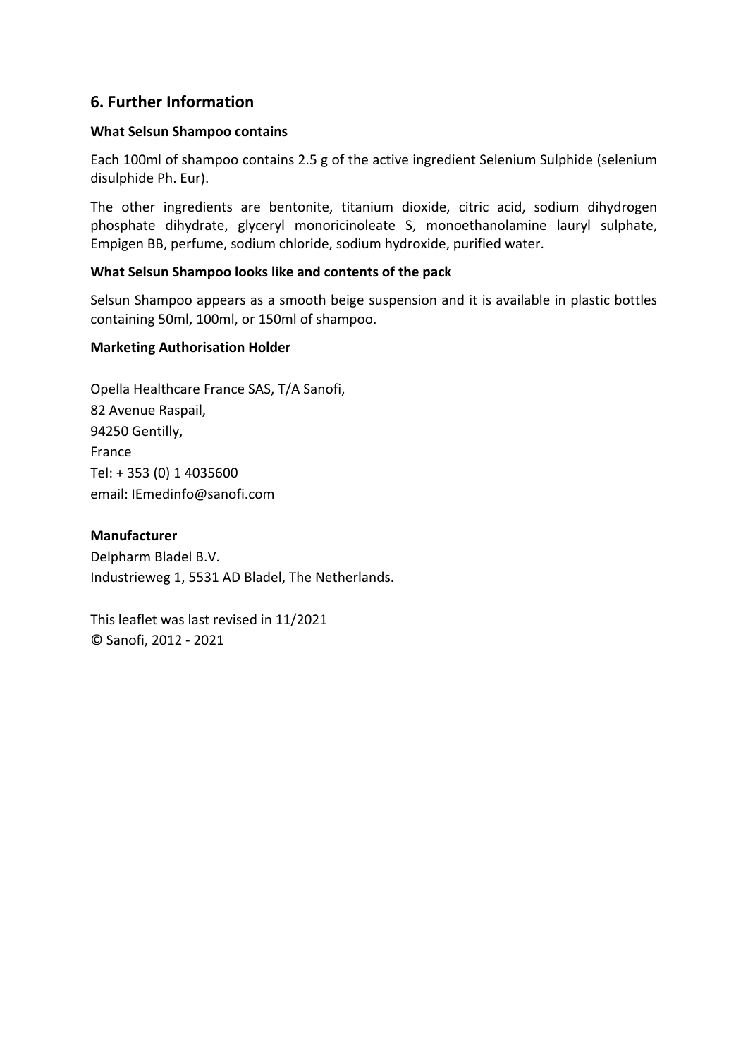## 6. Further Information

**What Selsun Shampoo contains**

Each 100ml of shampoo contains 2.5 g of the active ingredient Selenium Sulphide (selenium disulphide Ph. Eur).

The other ingredients are bentonite, titanium dioxide, citric acid, sodium dihydrogen phosphate dihydrate, glyceryl monoricinoleate S, monoethanolamine lauryl sulphate, Empigen BB, perfume, sodium chloride, sodium hydroxide, purified water.

**What Selsun Shampoo looks like and contents of the pack**

Selsun Shampoo appears as a smooth beige suspension and it is available in plastic bottles containing 50ml, 100ml, or 150ml of shampoo.

**Marketing Authorisation Holder**

Opella Healthcare France SAS, T/A Sanofi,
82 Avenue Raspail,
94250 Gentilly,
France
Tel: + 353 (0) 1 4035600
email: IEmedinfo@sanofi.com

**Manufacturer**
Delpharm Bladel B.V.
Industrieweg 1, 5531 AD Bladel, The Netherlands.

This leaflet was last revised in 11/2021
© Sanofi, 2012 - 2021